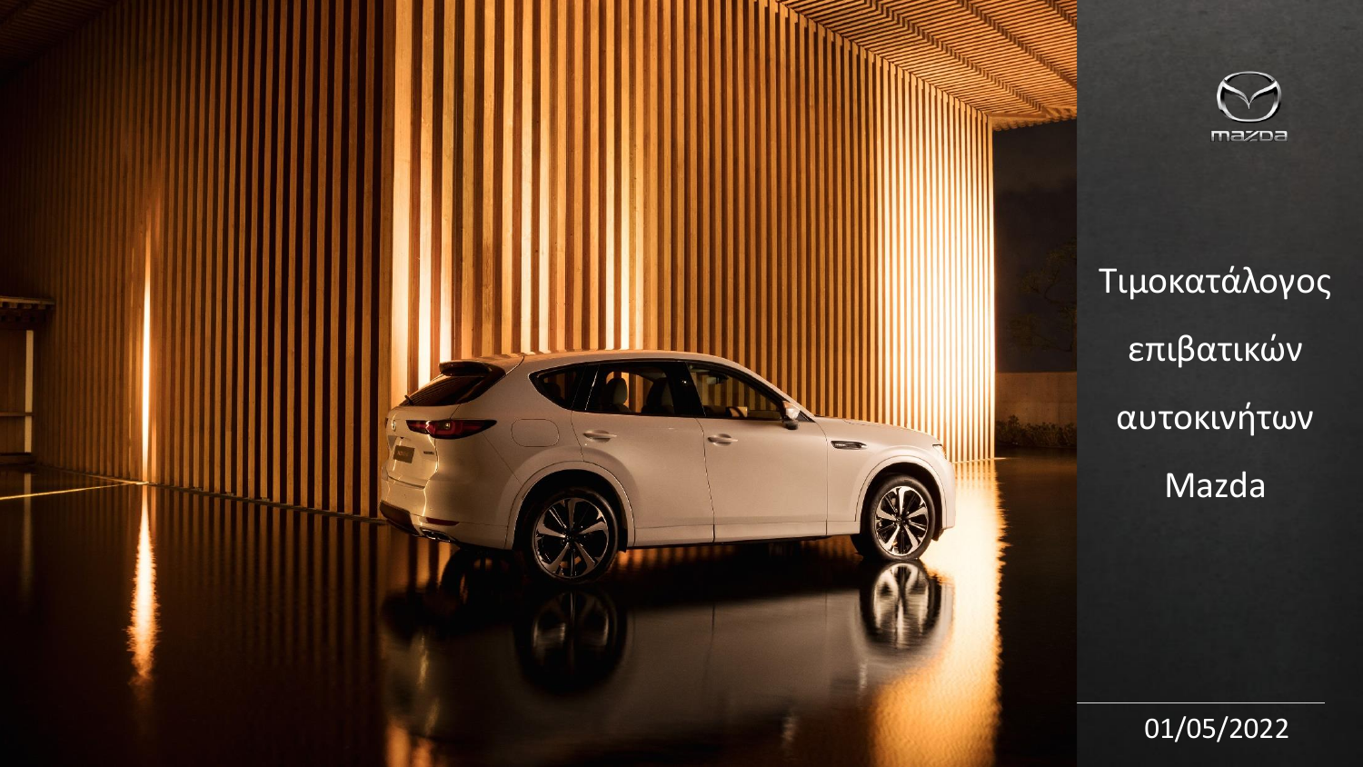# Τιμοκατάλογος επιβατικών αυτοκινήτων Mazda

01/05/2022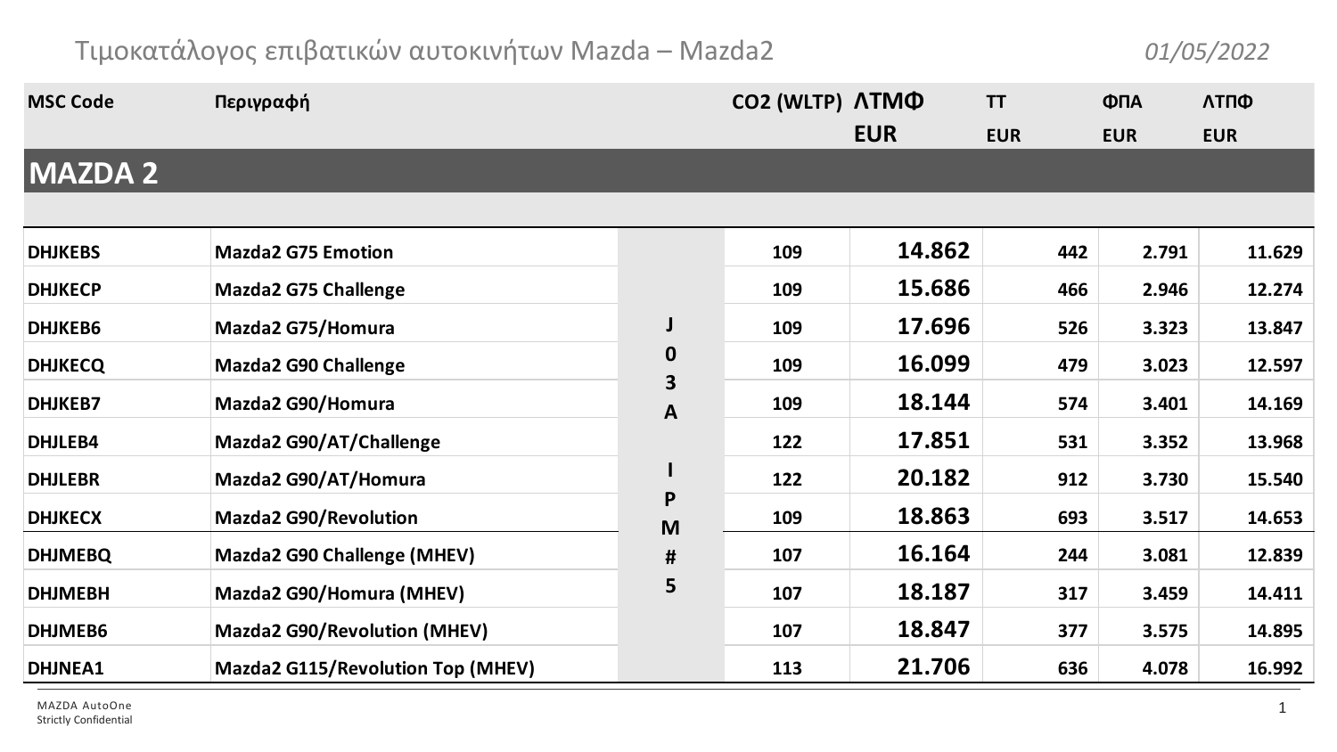Τιμοκατάλογος επιβατικών αυτοκινήτων Mazda – Mazda2

*01/05/2022*

| MSC Code | Περιγραφή | | CO2 (WLTP) | ΛΤΜΦ EUR | ΤΤ EUR | ΦΠΑ EUR | ΛΤΠΦ EUR |
|---|---|---|---|---|---|---|---|
| **MAZDA 2** | | | | | | | |
| DHJKEBS | Mazda2 G75 Emotion | J03A IPM#5 | 109 | 14.862 | 442 | 2.791 | 11.629 |
| DHJKECP | Mazda2 G75 Challenge | | 109 | 15.686 | 466 | 2.946 | 12.274 |
| DHJKEB6 | Mazda2 G75/Homura | | 109 | 17.696 | 526 | 3.323 | 13.847 |
| DHJKECQ | Mazda2 G90 Challenge | | 109 | 16.099 | 479 | 3.023 | 12.597 |
| DHJKEB7 | Mazda2 G90/Homura | | 109 | 18.144 | 574 | 3.401 | 14.169 |
| DHJLEB4 | Mazda2 G90/AT/Challenge | | 122 | 17.851 | 531 | 3.352 | 13.968 |
| DHJLEBR | Mazda2 G90/AT/Homura | | 122 | 20.182 | 912 | 3.730 | 15.540 |
| DHJKECX | Mazda2 G90/Revolution | | 109 | 18.863 | 693 | 3.517 | 14.653 |
| DHJMEBQ | Mazda2 G90 Challenge (MHEV) | | 107 | 16.164 | 244 | 3.081 | 12.839 |
| DHJMEBH | Mazda2 G90/Homura (MHEV) | | 107 | 18.187 | 317 | 3.459 | 14.411 |
| DHJMEB6 | Mazda2 G90/Revolution (MHEV) | | 107 | 18.847 | 377 | 3.575 | 14.895 |
| DHJNEA1 | Mazda2 G115/Revolution Top (MHEV) | | 113 | 21.706 | 636 | 4.078 | 16.992 |

MAZDA AutoOne
Strictly Confidential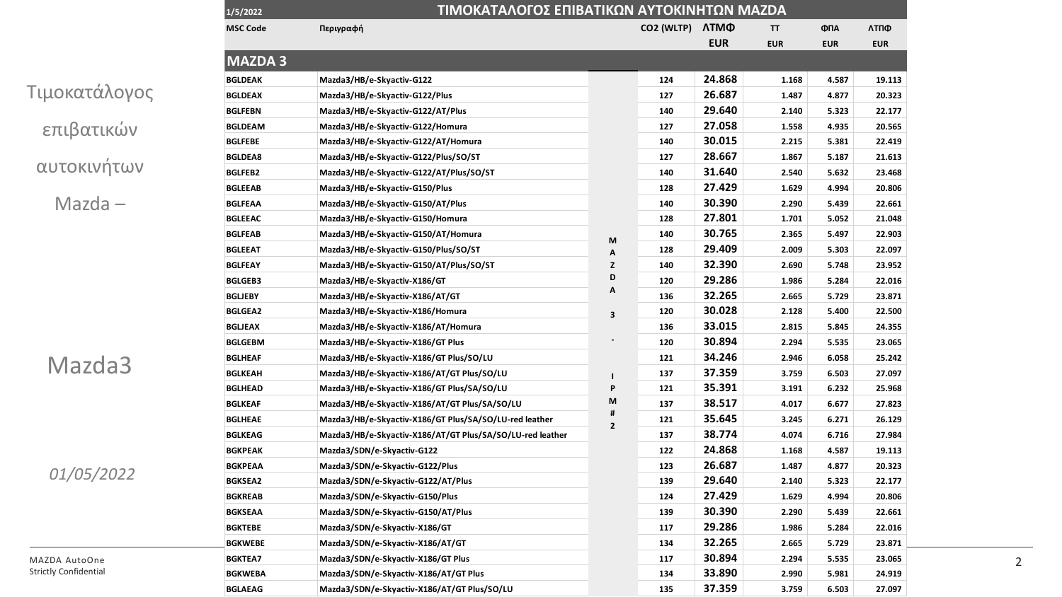Τιμοκατάλογος επιβατικών αυτοκινήτων Mazda –

Mazda3

*01/05/2022*

# ΤΙΜΟΚΑΤΑΛΟΓΟΣ ΕΠΙΒΑΤΙΚΩΝ ΑΥΤΟΚΙΝΗΤΩΝ MAZDA

1/5/2022

## MAZDA 3

| MSC Code | Περιγραφή | | CO2 (WLTP) | ΛΤΜΦ EUR | ΤΤ EUR | ΦΠΑ EUR | ΛΤΠΦ EUR |
|---|---|---|---|---|---|---|---|
| BGLDEAK | Mazda3/HB/e-Skyactiv-G122 | MAZDA 3 - IPM#2 | 124 | 24.868 | 1.168 | 4.587 | 19.113 |
| BGLDEAX | Mazda3/HB/e-Skyactiv-G122/Plus | | 127 | 26.687 | 1.487 | 4.877 | 20.323 |
| BGLFEBN | Mazda3/HB/e-Skyactiv-G122/AT/Plus | | 140 | 29.640 | 2.140 | 5.323 | 22.177 |
| BGLDEAM | Mazda3/HB/e-Skyactiv-G122/Homura | | 127 | 27.058 | 1.558 | 4.935 | 20.565 |
| BGLFEBE | Mazda3/HB/e-Skyactiv-G122/AT/Homura | | 140 | 30.015 | 2.215 | 5.381 | 22.419 |
| BGLDEA8 | Mazda3/HB/e-Skyactiv-G122/Plus/SO/ST | | 127 | 28.667 | 1.867 | 5.187 | 21.613 |
| BGLFEB2 | Mazda3/HB/e-Skyactiv-G122/AT/Plus/SO/ST | | 140 | 31.640 | 2.540 | 5.632 | 23.468 |
| BGLEEAB | Mazda3/HB/e-Skyactiv-G150/Plus | | 128 | 27.429 | 1.629 | 4.994 | 20.806 |
| BGLFEAA | Mazda3/HB/e-Skyactiv-G150/AT/Plus | | 140 | 30.390 | 2.290 | 5.439 | 22.661 |
| BGLEEAC | Mazda3/HB/e-Skyactiv-G150/Homura | | 128 | 27.801 | 1.701 | 5.052 | 21.048 |
| BGLFEAB | Mazda3/HB/e-Skyactiv-G150/AT/Homura | | 140 | 30.765 | 2.365 | 5.497 | 22.903 |
| BGLEEAT | Mazda3/HB/e-Skyactiv-G150/Plus/SO/ST | | 128 | 29.409 | 2.009 | 5.303 | 22.097 |
| BGLFEAY | Mazda3/HB/e-Skyactiv-G150/AT/Plus/SO/ST | | 140 | 32.390 | 2.690 | 5.748 | 23.952 |
| BGLGEB3 | Mazda3/HB/e-Skyactiv-X186/GT | | 120 | 29.286 | 1.986 | 5.284 | 22.016 |
| BGLJEBY | Mazda3/HB/e-Skyactiv-X186/AT/GT | | 136 | 32.265 | 2.665 | 5.729 | 23.871 |
| BGLGEA2 | Mazda3/HB/e-Skyactiv-X186/Homura | | 120 | 30.028 | 2.128 | 5.400 | 22.500 |
| BGLJEAX | Mazda3/HB/e-Skyactiv-X186/AT/Homura | | 136 | 33.015 | 2.815 | 5.845 | 24.355 |
| BGLGEBM | Mazda3/HB/e-Skyactiv-X186/GT Plus | | 120 | 30.894 | 2.294 | 5.535 | 23.065 |
| BGLHEAF | Mazda3/HB/e-Skyactiv-X186/GT Plus/SO/LU | | 121 | 34.246 | 2.946 | 6.058 | 25.242 |
| BGLKEAH | Mazda3/HB/e-Skyactiv-X186/AT/GT Plus/SO/LU | | 137 | 37.359 | 3.759 | 6.503 | 27.097 |
| BGLHEAD | Mazda3/HB/e-Skyactiv-X186/GT Plus/SA/SO/LU | | 121 | 35.391 | 3.191 | 6.232 | 25.968 |
| BGLKEAF | Mazda3/HB/e-Skyactiv-X186/AT/GT Plus/SA/SO/LU | | 137 | 38.517 | 4.017 | 6.677 | 27.823 |
| BGLHEAE | Mazda3/HB/e-Skyactiv-X186/GT Plus/SA/SO/LU-red leather | | 121 | 35.645 | 3.245 | 6.271 | 26.129 |
| BGLKEAG | Mazda3/HB/e-Skyactiv-X186/AT/GT Plus/SA/SO/LU-red leather | | 137 | 38.774 | 4.074 | 6.716 | 27.984 |
| BGKPEAK | Mazda3/SDN/e-Skyactiv-G122 | | 122 | 24.868 | 1.168 | 4.587 | 19.113 |
| BGKPEAA | Mazda3/SDN/e-Skyactiv-G122/Plus | | 123 | 26.687 | 1.487 | 4.877 | 20.323 |
| BGKSEA2 | Mazda3/SDN/e-Skyactiv-G122/AT/Plus | | 139 | 29.640 | 2.140 | 5.323 | 22.177 |
| BGKREAB | Mazda3/SDN/e-Skyactiv-G150/Plus | | 124 | 27.429 | 1.629 | 4.994 | 20.806 |
| BGKSEAA | Mazda3/SDN/e-Skyactiv-G150/AT/Plus | | 139 | 30.390 | 2.290 | 5.439 | 22.661 |
| BGKTEBE | Mazda3/SDN/e-Skyactiv-X186/GT | | 117 | 29.286 | 1.986 | 5.284 | 22.016 |
| BGKWEBE | Mazda3/SDN/e-Skyactiv-X186/AT/GT | | 134 | 32.265 | 2.665 | 5.729 | 23.871 |
| BGKTEA7 | Mazda3/SDN/e-Skyactiv-X186/GT Plus | | 117 | 30.894 | 2.294 | 5.535 | 23.065 |
| BGKWEBA | Mazda3/SDN/e-Skyactiv-X186/AT/GT Plus | | 134 | 33.890 | 2.990 | 5.981 | 24.919 |
| BGLAEAG | Mazda3/SDN/e-Skyactiv-X186/AT/GT Plus/SO/LU | | 135 | 37.359 | 3.759 | 6.503 | 27.097 |

MAZDA AutoOne
Strictly Confidential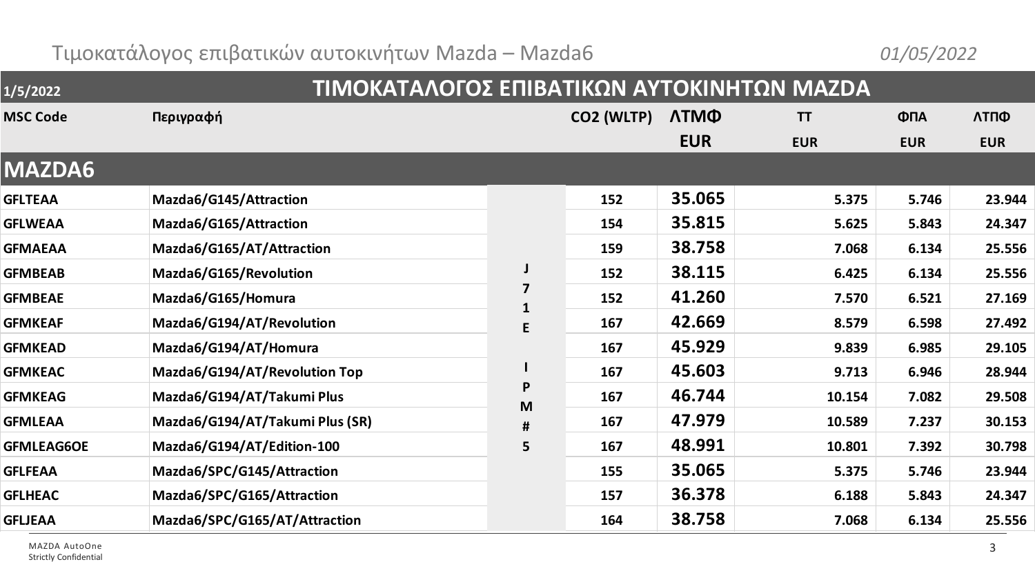Τιμοκατάλογος επιβατικών αυτοκινήτων Mazda – Mazda6 *01/05/2022*

| 1/5/2022 | ΤΙΜΟΚΑΤΑΛΟΓΟΣ ΕΠΙΒΑΤΙΚΩΝ ΑΥΤΟΚΙΝΗΤΩΝ MAZDA | | | | | | |
|---|---|---|---|---|---|---|---|
| **MSC Code** | **Περιγραφή** | | **CO2 (WLTP)** | **ΛΤΜΦ EUR** | **ΤΤ EUR** | **ΦΠΑ EUR** | **ΛΤΠΦ EUR** |
| **MAZDA6** | | | | | | | |
| GFLTEAA | Mazda6/G145/Attraction | J71E IPM#5 | 152 | 35.065 | 5.375 | 5.746 | 23.944 |
| GFLWEAA | Mazda6/G165/Attraction | | 154 | 35.815 | 5.625 | 5.843 | 24.347 |
| GFMAEAA | Mazda6/G165/AT/Attraction | | 159 | 38.758 | 7.068 | 6.134 | 25.556 |
| GFMBEAB | Mazda6/G165/Revolution | | 152 | 38.115 | 6.425 | 6.134 | 25.556 |
| GFMBEAE | Mazda6/G165/Homura | | 152 | 41.260 | 7.570 | 6.521 | 27.169 |
| GFMKEAF | Mazda6/G194/AT/Revolution | | 167 | 42.669 | 8.579 | 6.598 | 27.492 |
| GFMKEAD | Mazda6/G194/AT/Homura | | 167 | 45.929 | 9.839 | 6.985 | 29.105 |
| GFMKEAC | Mazda6/G194/AT/Revolution Top | | 167 | 45.603 | 9.713 | 6.946 | 28.944 |
| GFMKEAG | Mazda6/G194/AT/Takumi Plus | | 167 | 46.744 | 10.154 | 7.082 | 29.508 |
| GFMLEAA | Mazda6/G194/AT/Takumi Plus (SR) | | 167 | 47.979 | 10.589 | 7.237 | 30.153 |
| GFMLEAG6OE | Mazda6/G194/AT/Edition-100 | | 167 | 48.991 | 10.801 | 7.392 | 30.798 |
| GFLFEAA | Mazda6/SPC/G145/Attraction | | 155 | 35.065 | 5.375 | 5.746 | 23.944 |
| GFLHEAC | Mazda6/SPC/G165/Attraction | | 157 | 36.378 | 6.188 | 5.843 | 24.347 |
| GFLJEAA | Mazda6/SPC/G165/AT/Attraction | | 164 | 38.758 | 7.068 | 6.134 | 25.556 |

MAZDA AutoOne
Strictly Confidential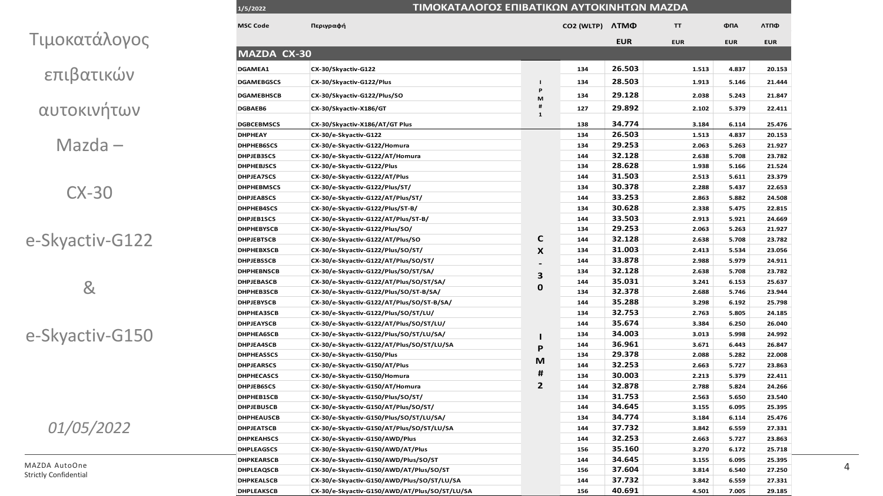Τιμοκατάλογος επιβατικών αυτοκινήτων Mazda – CX-30 e-Skyactiv-G122 & e-Skyactiv-G150

*01/05/2022*

1/5/2022

# ΤΙΜΟΚΑΤΑΛΟΓΟΣ ΕΠΙΒΑΤΙΚΩΝ ΑΥΤΟΚΙΝΗΤΩΝ MAZDA

| MSC Code | Περιγραφή | | CO2 (WLTP) | ΛΤΜΦ | ΤΤ | ΦΠΑ | ΛΤΠΦ |
|---|---|---|---|---|---|---|---|
| | | | | EUR | EUR | EUR | EUR |
| **MAZDA CX-30** | | | | | | | |
| DGAMEA1 | CX-30/Skyactiv-G122 | IPM#1 | 134 | 26.503 | 1.513 | 4.837 | 20.153 |
| DGAMEBGSCS | CX-30/Skyactiv-G122/Plus | | 134 | 28.503 | 1.913 | 5.146 | 21.444 |
| DGAMEBHSCB | CX-30/Skyactiv-G122/Plus/SO | | 134 | 29.128 | 2.038 | 5.243 | 21.847 |
| DGBAEB6 | CX-30/Skyactiv-X186/GT | | 127 | 29.892 | 2.102 | 5.379 | 22.411 |
| DGBCEBMSCS | CX-30/Skyactiv-X186/AT/GT Plus | | 138 | 34.774 | 3.184 | 6.114 | 25.476 |
| DHPHEAY | CX-30/e-Skyactiv-G122 | CX-30 IPM#2 | 134 | 26.503 | 1.513 | 4.837 | 20.153 |
| DHPHEB6SCS | CX-30/e-Skyactiv-G122/Homura | | 134 | 29.253 | 2.063 | 5.263 | 21.927 |
| DHPJEB3SCS | CX-30/e-Skyactiv-G122/AT/Homura | | 144 | 32.128 | 2.638 | 5.708 | 23.782 |
| DHPHEBJSCS | CX-30/e-Skyactiv-G122/Plus | | 134 | 28.628 | 1.938 | 5.166 | 21.524 |
| DHPJEA7SCS | CX-30/e-Skyactiv-G122/AT/Plus | | 144 | 31.503 | 2.513 | 5.611 | 23.379 |
| DHPHEBMSCS | CX-30/e-Skyactiv-G122/Plus/ST/ | | 134 | 30.378 | 2.288 | 5.437 | 22.653 |
| DHPJEA8SCS | CX-30/e-Skyactiv-G122/AT/Plus/ST/ | | 144 | 33.253 | 2.863 | 5.882 | 24.508 |
| DHPHEB4SCS | CX-30/e-Skyactiv-G122/Plus/ST-B/ | | 134 | 30.628 | 2.338 | 5.475 | 22.815 |
| DHPJEB1SCS | CX-30/e-Skyactiv-G122/AT/Plus/ST-B/ | | 144 | 33.503 | 2.913 | 5.921 | 24.669 |
| DHPHEBYSCB | CX-30/e-Skyactiv-G122/Plus/SO/ | | 134 | 29.253 | 2.063 | 5.263 | 21.927 |
| DHPJEBTSCB | CX-30/e-Skyactiv-G122/AT/Plus/SO | | 144 | 32.128 | 2.638 | 5.708 | 23.782 |
| DHPHEBXSCB | CX-30/e-Skyactiv-G122/Plus/SO/ST/ | | 134 | 31.003 | 2.413 | 5.534 | 23.056 |
| DHPJEBSSCB | CX-30/e-Skyactiv-G122/AT/Plus/SO/ST/ | | 144 | 33.878 | 2.988 | 5.979 | 24.911 |
| DHPHEBNSCB | CX-30/e-Skyactiv-G122/Plus/SO/ST/SA/ | | 134 | 32.128 | 2.638 | 5.708 | 23.782 |
| DHPJEBASCB | CX-30/e-Skyactiv-G122/AT/Plus/SO/ST/SA/ | | 144 | 35.031 | 3.241 | 6.153 | 25.637 |
| DHPHEB3SCB | CX-30/e-Skyactiv-G122/Plus/SO/ST-B/SA/ | | 134 | 32.378 | 2.688 | 5.746 | 23.944 |
| DHPJEBYSCB | CX-30/e-Skyactiv-G122/AT/Plus/SO/ST-B/SA/ | | 144 | 35.288 | 3.298 | 6.192 | 25.798 |
| DHPHEA3SCB | CX-30/e-Skyactiv-G122/Plus/SO/ST/LU/ | | 134 | 32.753 | 2.763 | 5.805 | 24.185 |
| DHPJEAYSCB | CX-30/e-Skyactiv-G122/AT/Plus/SO/ST/LU/ | | 144 | 35.674 | 3.384 | 6.250 | 26.040 |
| DHPHEA6SCB | CX-30/e-Skyactiv-G122/Plus/SO/ST/LU/SA/ | | 134 | 34.003 | 3.013 | 5.998 | 24.992 |
| DHPJEA4SCB | CX-30/e-Skyactiv-G122/AT/Plus/SO/ST/LU/SA | | 144 | 36.961 | 3.671 | 6.443 | 26.847 |
| DHPHEASSCS | CX-30/e-Skyactiv-G150/Plus | | 134 | 29.378 | 2.088 | 5.282 | 22.008 |
| DHPJEARSCS | CX-30/e-Skyactiv-G150/AT/Plus | | 144 | 32.253 | 2.663 | 5.727 | 23.863 |
| DHPHECASCS | CX-30/e-Skyactiv-G150/Homura | | 134 | 30.003 | 2.213 | 5.379 | 22.411 |
| DHPJEB6SCS | CX-30/e-Skyactiv-G150/AT/Homura | | 144 | 32.878 | 2.788 | 5.824 | 24.266 |
| DHPHEB1SCB | CX-30/e-Skyactiv-G150/Plus/SO/ST/ | | 134 | 31.753 | 2.563 | 5.650 | 23.540 |
| DHPJEBUSCB | CX-30/e-Skyactiv-G150/AT/Plus/SO/ST/ | | 144 | 34.645 | 3.155 | 6.095 | 25.395 |
| DHPHEAUSCB | CX-30/e-Skyactiv-G150/Plus/SO/ST/LU/SA/ | | 134 | 34.774 | 3.184 | 6.114 | 25.476 |
| DHPJEATSCB | CX-30/e-Skyactiv-G150/AT/Plus/SO/ST/LU/SA | | 144 | 37.732 | 3.842 | 6.559 | 27.331 |
| DHPKEAHSCS | CX-30/e-Skyactiv-G150/AWD/Plus | | 144 | 32.253 | 2.663 | 5.727 | 23.863 |
| DHPLEAGSCS | CX-30/e-Skyactiv-G150/AWD/AT/Plus | | 156 | 35.160 | 3.270 | 6.172 | 25.718 |
| DHPKEARSCB | CX-30/e-Skyactiv-G150/AWD/Plus/SO/ST | | 144 | 34.645 | 3.155 | 6.095 | 25.395 |
| DHPLEAQSCB | CX-30/e-Skyactiv-G150/AWD/AT/Plus/SO/ST | | 156 | 37.604 | 3.814 | 6.540 | 27.250 |
| DHPKEALSCB | CX-30/e-Skyactiv-G150/AWD/Plus/SO/ST/LU/SA | | 144 | 37.732 | 3.842 | 6.559 | 27.331 |
| DHPLEAKSCB | CX-30/e-Skyactiv-G150/AWD/AT/Plus/SO/ST/LU/SA | | 156 | 40.691 | 4.501 | 7.005 | 29.185 |

MAZDA AutoOne
Strictly Confidential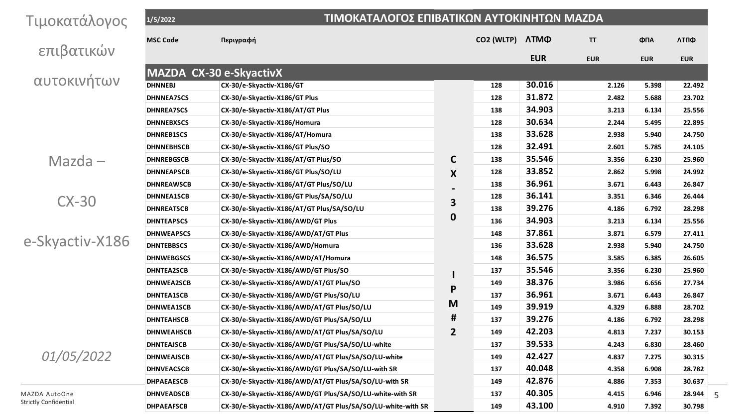Τιμοκατάλογος επιβατικών αυτοκινήτων

Mazda – CX-30 e-Skyactiv-X186

*01/05/2022*

## ΤΙΜΟΚΑΤΑΛΟΓΟΣ ΕΠΙΒΑΤΙΚΩΝ ΑΥΤΟΚΙΝΗΤΩΝ MAZDA

1/5/2022

| MSC Code | Περιγραφή | | CO2 (WLTP) | ΛΤΜΦ EUR | ΤΤ EUR | ΦΠΑ EUR | ΛΤΠΦ EUR |
|---|---|---|---|---|---|---|---|
| **MAZDA CX-30 e-SkyactivX** | | | | | | | |
| DHNNEBJ | CX-30/e-Skyactiv-X186/GT | CX-30 IPM#2 | 128 | 30.016 | 2.126 | 5.398 | 22.492 |
| DHNNEA7SCS | CX-30/e-Skyactiv-X186/GT Plus | | 128 | 31.872 | 2.482 | 5.688 | 23.702 |
| DHNREA7SCS | CX-30/e-Skyactiv-X186/AT/GT Plus | | 138 | 34.903 | 3.213 | 6.134 | 25.556 |
| DHNNEBXSCS | CX-30/e-Skyactiv-X186/Homura | | 128 | 30.634 | 2.244 | 5.495 | 22.895 |
| DHNREB1SCS | CX-30/e-Skyactiv-X186/AT/Homura | | 138 | 33.628 | 2.938 | 5.940 | 24.750 |
| DHNNEBHSCB | CX-30/e-Skyactiv-X186/GT Plus/SO | | 128 | 32.491 | 2.601 | 5.785 | 24.105 |
| DHNREBGSCB | CX-30/e-Skyactiv-X186/AT/GT Plus/SO | | 138 | 35.546 | 3.356 | 6.230 | 25.960 |
| DHNNEAPSCB | CX-30/e-Skyactiv-X186/GT Plus/SO/LU | | 128 | 33.852 | 2.862 | 5.998 | 24.992 |
| DHNREAWSCB | CX-30/e-Skyactiv-X186/AT/GT Plus/SO/LU | | 138 | 36.961 | 3.671 | 6.443 | 26.847 |
| DHNNEA1SCB | CX-30/e-Skyactiv-X186/GT Plus/SA/SO/LU | | 128 | 36.141 | 3.351 | 6.346 | 26.444 |
| DHNREATSCB | CX-30/e-Skyactiv-X186/AT/GT Plus/SA/SO/LU | | 138 | 39.276 | 4.186 | 6.792 | 28.298 |
| DHNTEAPSCS | CX-30/e-Skyactiv-X186/AWD/GT Plus | | 136 | 34.903 | 3.213 | 6.134 | 25.556 |
| DHNWEAPSCS | CX-30/e-Skyactiv-X186/AWD/AT/GT Plus | | 148 | 37.861 | 3.871 | 6.579 | 27.411 |
| DHNTEBBSCS | CX-30/e-Skyactiv-X186/AWD/Homura | | 136 | 33.628 | 2.938 | 5.940 | 24.750 |
| DHNWEBGSCS | CX-30/e-Skyactiv-X186/AWD/AT/Homura | | 148 | 36.575 | 3.585 | 6.385 | 26.605 |
| DHNTEA2SCB | CX-30/e-Skyactiv-X186/AWD/GT Plus/SO | | 137 | 35.546 | 3.356 | 6.230 | 25.960 |
| DHNWEA2SCB | CX-30/e-Skyactiv-X186/AWD/AT/GT Plus/SO | | 149 | 38.376 | 3.986 | 6.656 | 27.734 |
| DHNTEA1SCB | CX-30/e-Skyactiv-X186/AWD/GT Plus/SO/LU | | 137 | 36.961 | 3.671 | 6.443 | 26.847 |
| DHNWEA1SCB | CX-30/e-Skyactiv-X186/AWD/AT/GT Plus/SO/LU | | 149 | 39.919 | 4.329 | 6.888 | 28.702 |
| DHNTEAHSCB | CX-30/e-Skyactiv-X186/AWD/GT Plus/SA/SO/LU | | 137 | 39.276 | 4.186 | 6.792 | 28.298 |
| DHNWEAHSCB | CX-30/e-Skyactiv-X186/AWD/AT/GT Plus/SA/SO/LU | | 149 | 42.203 | 4.813 | 7.237 | 30.153 |
| DHNTEAJSCB | CX-30/e-Skyactiv-X186/AWD/GT Plus/SA/SO/LU-white | | 137 | 39.533 | 4.243 | 6.830 | 28.460 |
| DHNWEAJSCB | CX-30/e-Skyactiv-X186/AWD/AT/GT Plus/SA/SO/LU-white | | 149 | 42.427 | 4.837 | 7.275 | 30.315 |
| DHNVEACSCB | CX-30/e-Skyactiv-X186/AWD/GT Plus/SA/SO/LU-with SR | | 137 | 40.048 | 4.358 | 6.908 | 28.782 |
| DHPAEAESCB | CX-30/e-Skyactiv-X186/AWD/AT/GT Plus/SA/SO/LU-with SR | | 149 | 42.876 | 4.886 | 7.353 | 30.637 |
| DHNVEADSCB | CX-30/e-Skyactiv-X186/AWD/GT Plus/SA/SO/LU-white-with SR | | 137 | 40.305 | 4.415 | 6.946 | 28.944 |
| DHPAEAFSCB | CX-30/e-Skyactiv-X186/AWD/AT/GT Plus/SA/SO/LU-white-with SR | | 149 | 43.100 | 4.910 | 7.392 | 30.798 |

MAZDA AutoOne
Strictly Confidential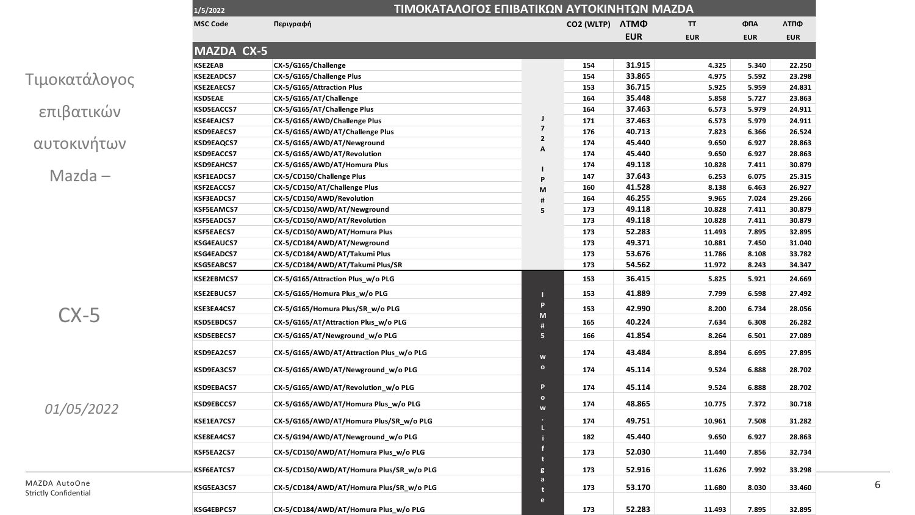Τιμοκατάλογος επιβατικών αυτοκινήτων Mazda –

CX-5

*01/05/2022*

## ΤΙΜΟΚΑΤΑΛΟΓΟΣ ΕΠΙΒΑΤΙΚΩΝ ΑΥΤΟΚΙΝΗΤΩΝ MAZDA

1/5/2022

| MSC Code | Περιγραφή | | CO2 (WLTP) | ΛΤΜΦ EUR | ΤΤ EUR | ΦΠΑ EUR | ΛΤΠΦ EUR |
|---|---|---|---|---|---|---|---|
| **MAZDA CX-5** | | | | | | | |
| KSE2EAB | CX-5/G165/Challenge | J72A IPM#5 | 154 | 31.915 | 4.325 | 5.340 | 22.250 |
| KSE2EADCS7 | CX-5/G165/Challenge Plus | | 154 | 33.865 | 4.975 | 5.592 | 23.298 |
| KSE2EAECS7 | CX-5/G165/Attraction Plus | | 153 | 36.715 | 5.925 | 5.959 | 24.831 |
| KSD5EAE | CX-5/G165/AT/Challenge | | 164 | 35.448 | 5.858 | 5.727 | 23.863 |
| KSD5EACCS7 | CX-5/G165/AT/Challenge Plus | | 164 | 37.463 | 6.573 | 5.979 | 24.911 |
| KSE4EAJCS7 | CX-5/G165/AWD/Challenge Plus | | 171 | 37.463 | 6.573 | 5.979 | 24.911 |
| KSD9EAECS7 | CX-5/G165/AWD/AT/Challenge Plus | | 176 | 40.713 | 7.823 | 6.366 | 26.524 |
| KSD9EAQCS7 | CX-5/G165/AWD/AT/Newground | | 174 | 45.440 | 9.650 | 6.927 | 28.863 |
| KSD9EACCS7 | CX-5/G165/AWD/AT/Revolution | | 174 | 45.440 | 9.650 | 6.927 | 28.863 |
| KSD9EAHCS7 | CX-5/G165/AWD/AT/Homura Plus | | 174 | 49.118 | 10.828 | 7.411 | 30.879 |
| KSF1EADCS7 | CX-5/CD150/Challenge Plus | | 147 | 37.643 | 6.253 | 6.075 | 25.315 |
| KSF2EACCS7 | CX-5/CD150/AT/Challenge Plus | | 160 | 41.528 | 8.138 | 6.463 | 26.927 |
| KSF3EADCS7 | CX-5/CD150/AWD/Revolution | | 164 | 46.255 | 9.965 | 7.024 | 29.266 |
| KSF5EAMCS7 | CX-5/CD150/AWD/AT/Newground | | 173 | 49.118 | 10.828 | 7.411 | 30.879 |
| KSF5EADCS7 | CX-5/CD150/AWD/AT/Revolution | | 173 | 49.118 | 10.828 | 7.411 | 30.879 |
| KSF5EAECS7 | CX-5/CD150/AWD/AT/Homura Plus | | 173 | 52.283 | 11.493 | 7.895 | 32.895 |
| KSG4EAUCS7 | CX-5/CD184/AWD/AT/Newground | | 173 | 49.371 | 10.881 | 7.450 | 31.040 |
| KSG4EADCS7 | CX-5/CD184/AWD/AT/Takumi Plus | | 173 | 53.676 | 11.786 | 8.108 | 33.782 |
| KSG5EABCS7 | CX-5/CD184/AWD/AT/Takumi Plus/SR | | 173 | 54.562 | 11.972 | 8.243 | 34.347 |
| KSE2EBMCS7 | CX-5/G165/Attraction Plus_w/o PLG | IPM#5 w o Pow. Liftgate | 153 | 36.415 | 5.825 | 5.921 | 24.669 |
| KSE2EBUCS7 | CX-5/G165/Homura Plus_w/o PLG | | 153 | 41.889 | 7.799 | 6.598 | 27.492 |
| KSE3EA4CS7 | CX-5/G165/Homura Plus/SR_w/o PLG | | 153 | 42.990 | 8.200 | 6.734 | 28.056 |
| KSD5EBDCS7 | CX-5/G165/AT/Attraction Plus_w/o PLG | | 165 | 40.224 | 7.634 | 6.308 | 26.282 |
| KSD5EBECS7 | CX-5/G165/AT/Newground_w/o PLG | | 166 | 41.854 | 8.264 | 6.501 | 27.089 |
| KSD9EA2CS7 | CX-5/G165/AWD/AT/Attraction Plus_w/o PLG | | 174 | 43.484 | 8.894 | 6.695 | 27.895 |
| KSD9EA3CS7 | CX-5/G165/AWD/AT/Newground_w/o PLG | | 174 | 45.114 | 9.524 | 6.888 | 28.702 |
| KSD9EBACS7 | CX-5/G165/AWD/AT/Revolution_w/o PLG | | 174 | 45.114 | 9.524 | 6.888 | 28.702 |
| KSD9EBCCS7 | CX-5/G165/AWD/AT/Homura Plus_w/o PLG | | 174 | 48.865 | 10.775 | 7.372 | 30.718 |
| KSE1EA7CS7 | CX-5/G165/AWD/AT/Homura Plus/SR_w/o PLG | | 174 | 49.751 | 10.961 | 7.508 | 31.282 |
| KSE8EA4CS7 | CX-5/G194/AWD/AT/Newground_w/o PLG | | 182 | 45.440 | 9.650 | 6.927 | 28.863 |
| KSF5EA2CS7 | CX-5/CD150/AWD/AT/Homura Plus_w/o PLG | | 173 | 52.030 | 11.440 | 7.856 | 32.734 |
| KSF6EATCS7 | CX-5/CD150/AWD/AT/Homura Plus/SR_w/o PLG | | 173 | 52.916 | 11.626 | 7.992 | 33.298 |
| KSG5EA3CS7 | CX-5/CD184/AWD/AT/Homura Plus/SR_w/o PLG | | 173 | 53.170 | 11.680 | 8.030 | 33.460 |
| KSG4EBPCS7 | CX-5/CD184/AWD/AT/Homura Plus_w/o PLG | | 173 | 52.283 | 11.493 | 7.895 | 32.895 |

MAZDA AutoOne
Strictly Confidential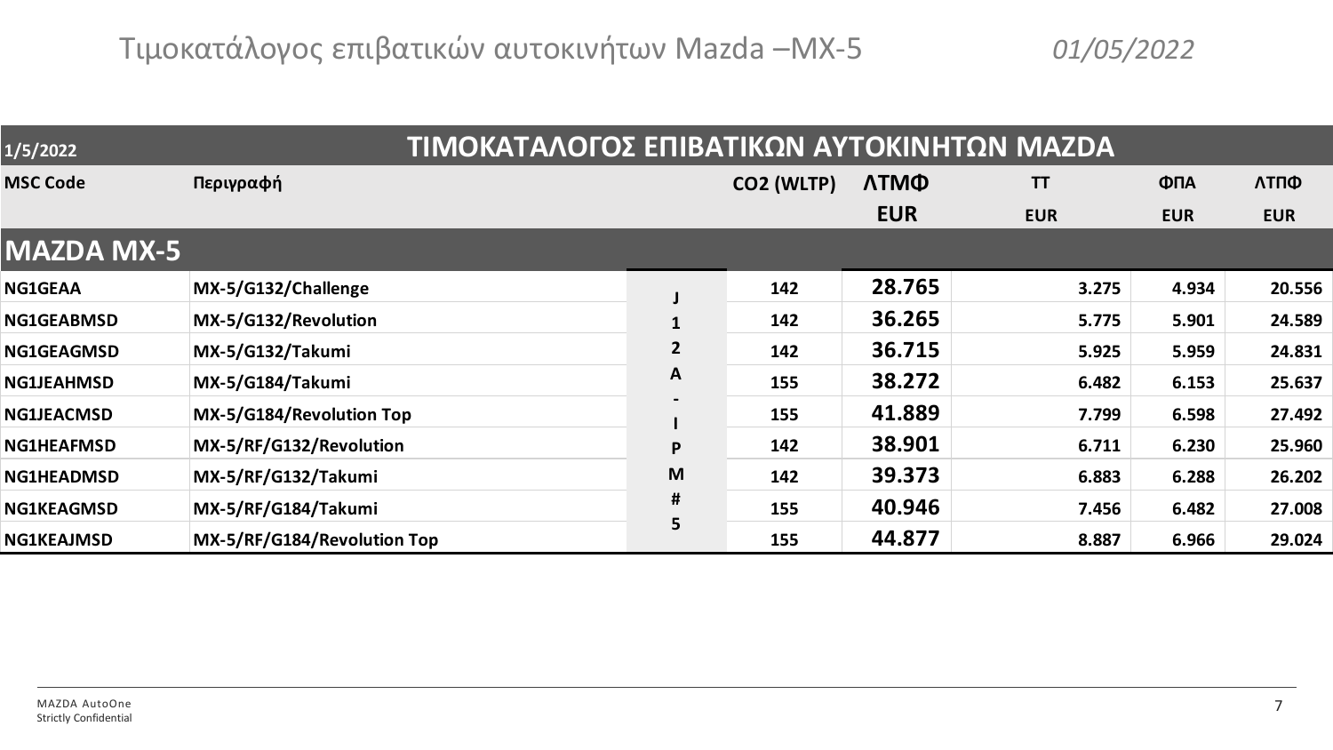# Τιμοκατάλογος επιβατικών αυτοκινήτων Mazda –MX-5

*01/05/2022*

| 1/5/2022 | ΤΙΜΟΚΑΤΑΛΟΓΟΣ ΕΠΙΒΑΤΙΚΩΝ ΑΥΤΟΚΙΝΗΤΩΝ MAZDA | | | | | | |
|---|---|---|---|---|---|---|---|
| **MSC Code** | **Περιγραφή** | | **CO2 (WLTP)** | **ΛΤΜΦ** | **ΤΤ** | **ΦΠΑ** | **ΛΤΠΦ** |
| | | | | **EUR** | **EUR** | **EUR** | **EUR** |
| **MAZDA MX-5** | | | | | | | |
| NG1GEAA | MX-5/G132/Challenge | J12A-IPM#5 | 142 | 28.765 | 3.275 | 4.934 | 20.556 |
| NG1GEABMSD | MX-5/G132/Revolution | | 142 | 36.265 | 5.775 | 5.901 | 24.589 |
| NG1GEAGMSD | MX-5/G132/Takumi | | 142 | 36.715 | 5.925 | 5.959 | 24.831 |
| NG1JEAHMSD | MX-5/G184/Takumi | | 155 | 38.272 | 6.482 | 6.153 | 25.637 |
| NG1JEACMSD | MX-5/G184/Revolution Top | | 155 | 41.889 | 7.799 | 6.598 | 27.492 |
| NG1HEAFMSD | MX-5/RF/G132/Revolution | | 142 | 38.901 | 6.711 | 6.230 | 25.960 |
| NG1HEADMSD | MX-5/RF/G132/Takumi | | 142 | 39.373 | 6.883 | 6.288 | 26.202 |
| NG1KEAGMSD | MX-5/RF/G184/Takumi | | 155 | 40.946 | 7.456 | 6.482 | 27.008 |
| NG1KEAJMSD | MX-5/RF/G184/Revolution Top | | 155 | 44.877 | 8.887 | 6.966 | 29.024 |

MAZDA AutoOne
Strictly Confidential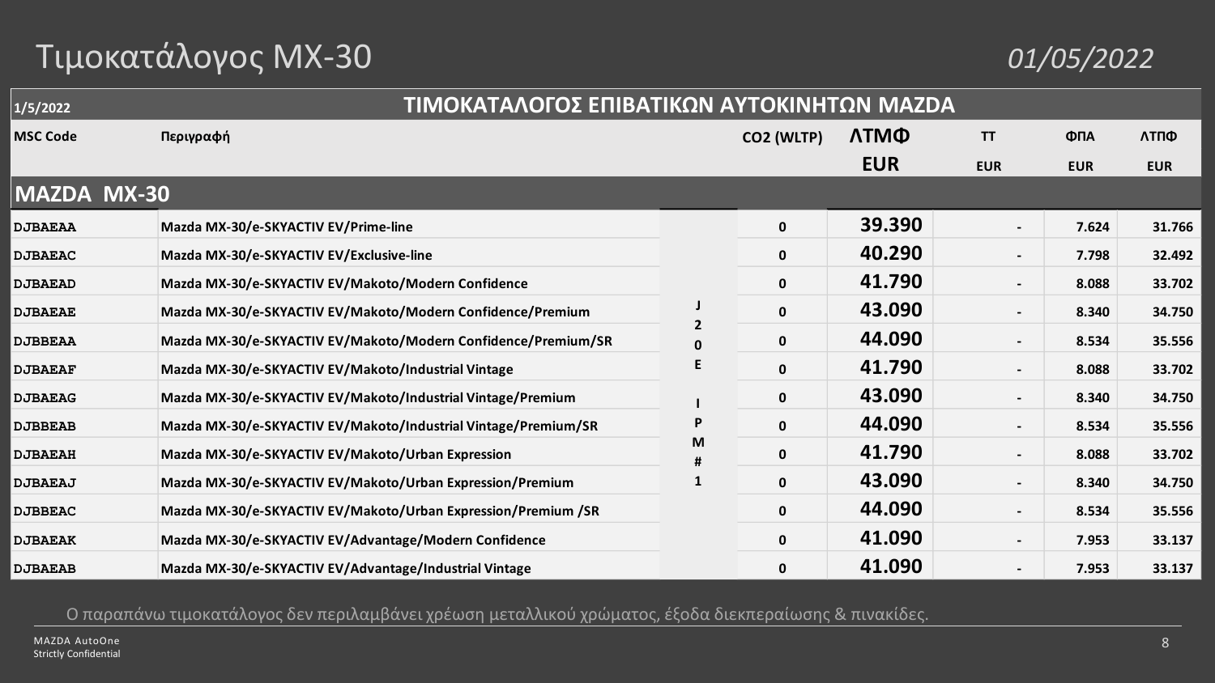# Τιμοκατάλογος MX-30

*01/05/2022*

| 1/5/2022 | ΤΙΜΟΚΑΤΑΛΟΓΟΣ ΕΠΙΒΑΤΙΚΩΝ ΑΥΤΟΚΙΝΗΤΩΝ MAZDA | | | | | | |
|---|---|---|---|---|---|---|---|
| MSC Code | Περιγραφή | | CO2 (WLTP) | ΛΤΜΦ EUR | ΤΤ EUR | ΦΠΑ EUR | ΛΤΠΦ EUR |
| **MAZDA MX-30** | | | | | | | |
| DJBAEAA | Mazda MX-30/e-SKYACTIV EV/Prime-line | J20E IPM#1 | 0 | 39.390 | - | 7.624 | 31.766 |
| DJBAEAC | Mazda MX-30/e-SKYACTIV EV/Exclusive-line | | 0 | 40.290 | - | 7.798 | 32.492 |
| DJBAEAD | Mazda MX-30/e-SKYACTIV EV/Makoto/Modern Confidence | | 0 | 41.790 | - | 8.088 | 33.702 |
| DJBAEAE | Mazda MX-30/e-SKYACTIV EV/Makoto/Modern Confidence/Premium | | 0 | 43.090 | - | 8.340 | 34.750 |
| DJBBEAA | Mazda MX-30/e-SKYACTIV EV/Makoto/Modern Confidence/Premium/SR | | 0 | 44.090 | - | 8.534 | 35.556 |
| DJBAEAF | Mazda MX-30/e-SKYACTIV EV/Makoto/Industrial Vintage | | 0 | 41.790 | - | 8.088 | 33.702 |
| DJBAEAG | Mazda MX-30/e-SKYACTIV EV/Makoto/Industrial Vintage/Premium | | 0 | 43.090 | - | 8.340 | 34.750 |
| DJBBEAB | Mazda MX-30/e-SKYACTIV EV/Makoto/Industrial Vintage/Premium/SR | | 0 | 44.090 | - | 8.534 | 35.556 |
| DJBAEAH | Mazda MX-30/e-SKYACTIV EV/Makoto/Urban Expression | | 0 | 41.790 | - | 8.088 | 33.702 |
| DJBAEAJ | Mazda MX-30/e-SKYACTIV EV/Makoto/Urban Expression/Premium | | 0 | 43.090 | - | 8.340 | 34.750 |
| DJBBEAC | Mazda MX-30/e-SKYACTIV EV/Makoto/Urban Expression/Premium /SR | | 0 | 44.090 | - | 8.534 | 35.556 |
| DJBAEAK | Mazda MX-30/e-SKYACTIV EV/Advantage/Modern Confidence | | 0 | 41.090 | - | 7.953 | 33.137 |
| DJBAEAB | Mazda MX-30/e-SKYACTIV EV/Advantage/Industrial Vintage | | 0 | 41.090 | - | 7.953 | 33.137 |

Ο παραπάνω τιμοκατάλογος δεν περιλαμβάνει χρέωση μεταλλικού χρώματος, έξοδα διεκπεραίωσης & πινακίδες.

MAZDA AutoOne
Strictly Confidential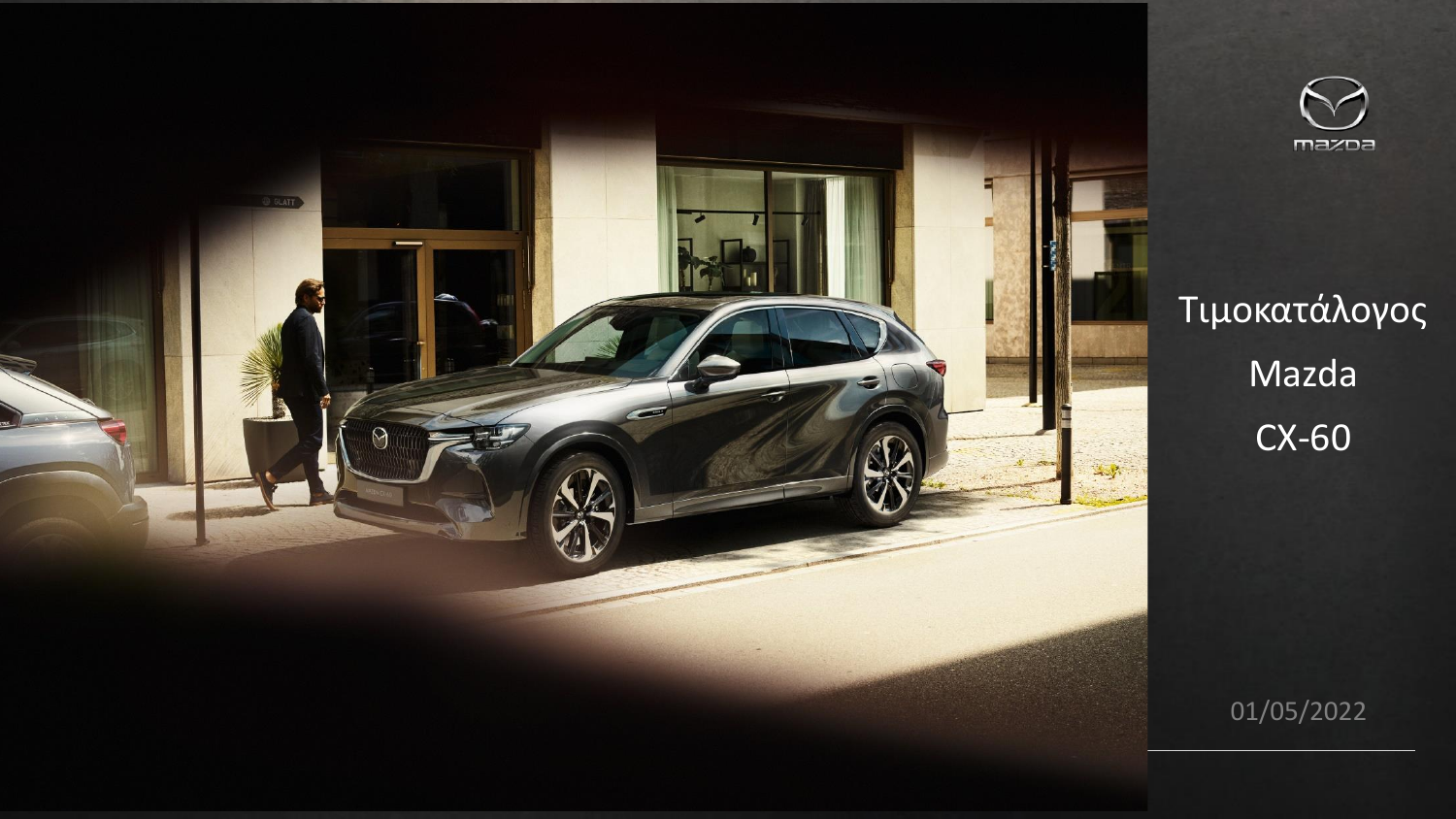Τιμοκατάλογος

Mazda

CX-60

01/05/2022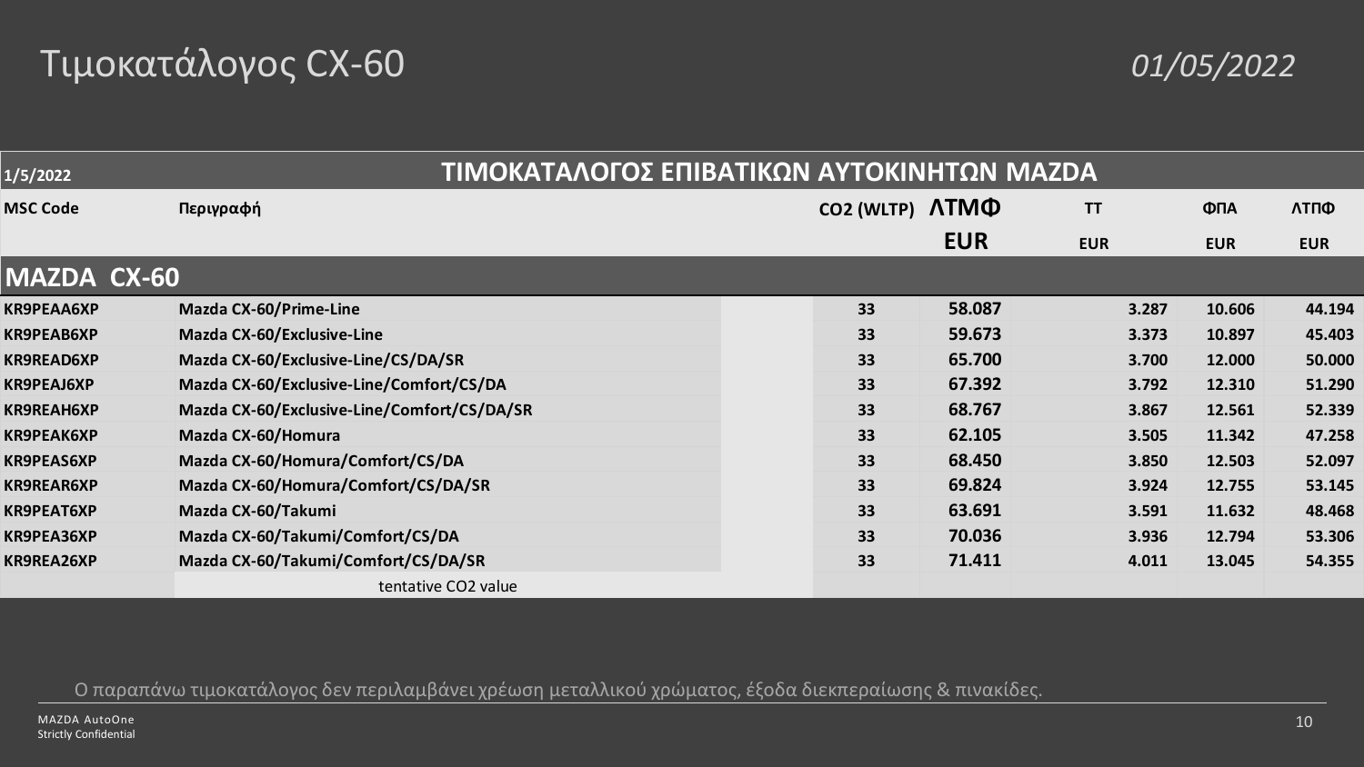# Τιμοκατάλογος CX-60

*01/05/2022*

| 1/5/2022 | ΤΙΜΟΚΑΤΑΛΟΓΟΣ ΕΠΙΒΑΤΙΚΩΝ ΑΥΤΟΚΙΝΗΤΩΝ MAZDA | | | | | |
|---|---|---|---|---|---|---|
| **MSC Code** | **Περιγραφή** | **CO2 (WLTP)** | **ΛΤΜΦ EUR** | **TT EUR** | **ΦΠΑ EUR** | **ΛΤΠΦ EUR** |
| **MAZDA CX-60** | | | | | | |
| **KR9PEAA6XP** | **Mazda CX-60/Prime-Line** | **33** | **58.087** | **3.287** | **10.606** | **44.194** |
| **KR9PEAB6XP** | **Mazda CX-60/Exclusive-Line** | **33** | **59.673** | **3.373** | **10.897** | **45.403** |
| **KR9READ6XP** | **Mazda CX-60/Exclusive-Line/CS/DA/SR** | **33** | **65.700** | **3.700** | **12.000** | **50.000** |
| **KR9PEAJ6XP** | **Mazda CX-60/Exclusive-Line/Comfort/CS/DA** | **33** | **67.392** | **3.792** | **12.310** | **51.290** |
| **KR9REAH6XP** | **Mazda CX-60/Exclusive-Line/Comfort/CS/DA/SR** | **33** | **68.767** | **3.867** | **12.561** | **52.339** |
| **KR9PEAK6XP** | **Mazda CX-60/Homura** | **33** | **62.105** | **3.505** | **11.342** | **47.258** |
| **KR9PEAS6XP** | **Mazda CX-60/Homura/Comfort/CS/DA** | **33** | **68.450** | **3.850** | **12.503** | **52.097** |
| **KR9REAR6XP** | **Mazda CX-60/Homura/Comfort/CS/DA/SR** | **33** | **69.824** | **3.924** | **12.755** | **53.145** |
| **KR9PEAT6XP** | **Mazda CX-60/Takumi** | **33** | **63.691** | **3.591** | **11.632** | **48.468** |
| **KR9PEA36XP** | **Mazda CX-60/Takumi/Comfort/CS/DA** | **33** | **70.036** | **3.936** | **12.794** | **53.306** |
| **KR9REA26XP** | **Mazda CX-60/Takumi/Comfort/CS/DA/SR** | **33** | **71.411** | **4.011** | **13.045** | **54.355** |
| | tentative CO2 value | | | | | |

Ο παραπάνω τιμοκατάλογος δεν περιλαμβάνει χρέωση μεταλλικού χρώματος, έξοδα διεκπεραίωσης & πινακίδες.

MAZDA AutoOne
Strictly Confidential